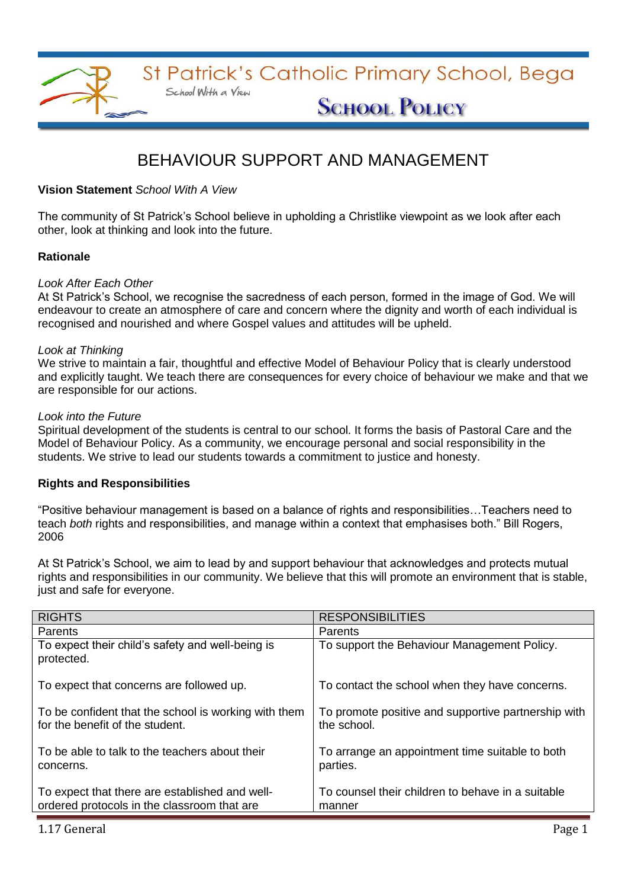St Patrick's Catholic Primary School, Bega

School With a View

**SCHOOL POLICY**

# BEHAVIOUR SUPPORT AND MANAGEMENT

**Vision Statement** *School With A View*

The community of St Patrick's School believe in upholding a Christlike viewpoint as we look after each other, look at thinking and look into the future.

**Rationale**

*Look After Each Other*
At St Patrick's School, we recognise the sacredness of each person, formed in the image of God. We will endeavour to create an atmosphere of care and concern where the dignity and worth of each individual is recognised and nourished and where Gospel values and attitudes will be upheld.

*Look at Thinking*
We strive to maintain a fair, thoughtful and effective Model of Behaviour Policy that is clearly understood and explicitly taught. We teach there are consequences for every choice of behaviour we make and that we are responsible for our actions.

*Look into the Future*
Spiritual development of the students is central to our school. It forms the basis of Pastoral Care and the Model of Behaviour Policy. As a community, we encourage personal and social responsibility in the students. We strive to lead our students towards a commitment to justice and honesty.

**Rights and Responsibilities**

"Positive behaviour management is based on a balance of rights and responsibilities…Teachers need to teach *both* rights and responsibilities, and manage within a context that emphasises both." Bill Rogers, 2006

At St Patrick's School, we aim to lead by and support behaviour that acknowledges and protects mutual rights and responsibilities in our community. We believe that this will promote an environment that is stable, just and safe for everyone.

| RIGHTS | RESPONSIBILITIES |
|---|---|
| Parents | Parents |
| To expect their child's safety and well-being is protected.<br><br>To expect that concerns are followed up.<br><br>To be confident that the school is working with them for the benefit of the student.<br><br>To be able to talk to the teachers about their concerns.<br><br>To expect that there are established and well-ordered protocols in the classroom that are | To support the Behaviour Management Policy.<br><br>To contact the school when they have concerns.<br><br>To promote positive and supportive partnership with the school.<br><br>To arrange an appointment time suitable to both parties.<br><br>To counsel their children to behave in a suitable manner |

1.17 General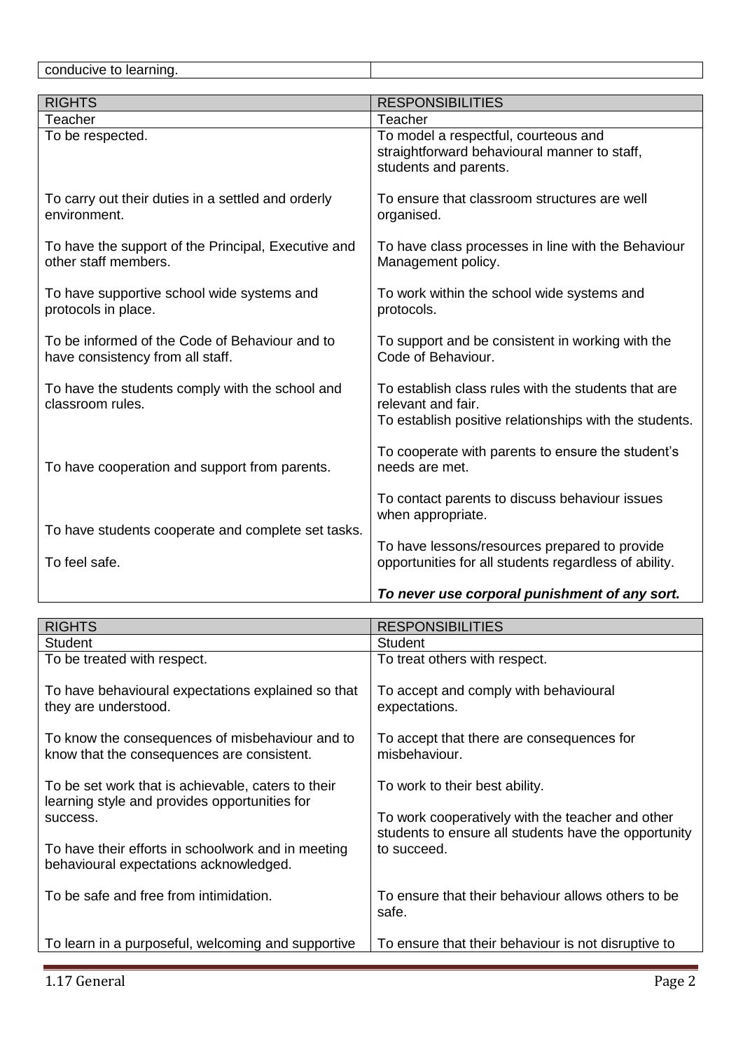| | |
|---|---|
| conducive to learning. | |

| RIGHTS | RESPONSIBILITIES |
|---|---|
| Teacher | Teacher |
| To be respected. | To model a respectful, courteous and straightforward behavioural manner to staff, students and parents. |
| To carry out their duties in a settled and orderly environment. | To ensure that classroom structures are well organised. |
| To have the support of the Principal, Executive and other staff members. | To have class processes in line with the Behaviour Management policy. |
| To have supportive school wide systems and protocols in place. | To work within the school wide systems and protocols. |
| To be informed of the Code of Behaviour and to have consistency from all staff. | To support and be consistent in working with the Code of Behaviour. |
| To have the students comply with the school and classroom rules. | To establish class rules with the students that are relevant and fair.<br>To establish positive relationships with the students. |
| To have cooperation and support from parents. | To cooperate with parents to ensure the student's needs are met.<br><br>To contact parents to discuss behaviour issues when appropriate. |
| To have students cooperate and complete set tasks.<br><br>To feel safe. | To have lessons/resources prepared to provide opportunities for all students regardless of ability.<br><br>***To never use corporal punishment of any sort.*** |

| RIGHTS | RESPONSIBILITIES |
|---|---|
| Student | Student |
| To be treated with respect. | To treat others with respect. |
| To have behavioural expectations explained so that they are understood. | To accept and comply with behavioural expectations. |
| To know the consequences of misbehaviour and to know that the consequences are consistent. | To accept that there are consequences for misbehaviour. |
| To be set work that is achievable, caters to their learning style and provides opportunities for success.<br><br>To have their efforts in schoolwork and in meeting behavioural expectations acknowledged. | To work to their best ability.<br><br>To work cooperatively with the teacher and other students to ensure all students have the opportunity to succeed. |
| To be safe and free from intimidation. | To ensure that their behaviour allows others to be safe. |
| To learn in a purposeful, welcoming and supportive | To ensure that their behaviour is not disruptive to |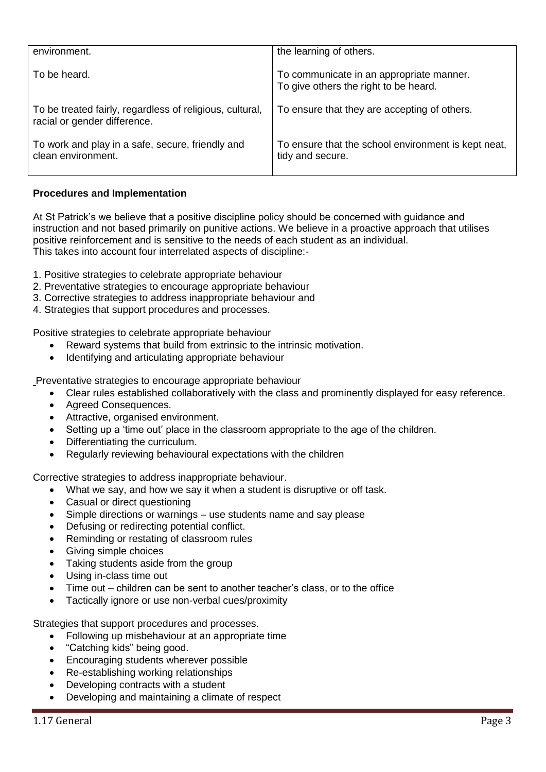| | |
|---|---|
| environment. | the learning of others. |
| To be heard. | To communicate in an appropriate manner. To give others the right to be heard. |
| To be treated fairly, regardless of religious, cultural, racial or gender difference. | To ensure that they are accepting of others. |
| To work and play in a safe, secure, friendly and clean environment. | To ensure that the school environment is kept neat, tidy and secure. |

**Procedures and Implementation**

At St Patrick's we believe that a positive discipline policy should be concerned with guidance and instruction and not based primarily on punitive actions. We believe in a proactive approach that utilises positive reinforcement and is sensitive to the needs of each student as an individual.
This takes into account four interrelated aspects of discipline:-

1. Positive strategies to celebrate appropriate behaviour
2. Preventative strategies to encourage appropriate behaviour
3. Corrective strategies to address inappropriate behaviour and
4. Strategies that support procedures and processes.

Positive strategies to celebrate appropriate behaviour

- Reward systems that build from extrinsic to the intrinsic motivation.
- Identifying and articulating appropriate behaviour

Preventative strategies to encourage appropriate behaviour

- Clear rules established collaboratively with the class and prominently displayed for easy reference.
- Agreed Consequences.
- Attractive, organised environment.
- Setting up a 'time out' place in the classroom appropriate to the age of the children.
- Differentiating the curriculum.
- Regularly reviewing behavioural expectations with the children

Corrective strategies to address inappropriate behaviour.

- What we say, and how we say it when a student is disruptive or off task.
- Casual or direct questioning
- Simple directions or warnings – use students name and say please
- Defusing or redirecting potential conflict.
- Reminding or restating of classroom rules
- Giving simple choices
- Taking students aside from the group
- Using in-class time out
- Time out – children can be sent to another teacher's class, or to the office
- Tactically ignore or use non-verbal cues/proximity

Strategies that support procedures and processes.

- Following up misbehaviour at an appropriate time
- "Catching kids" being good.
- Encouraging students wherever possible
- Re-establishing working relationships
- Developing contracts with a student
- Developing and maintaining a climate of respect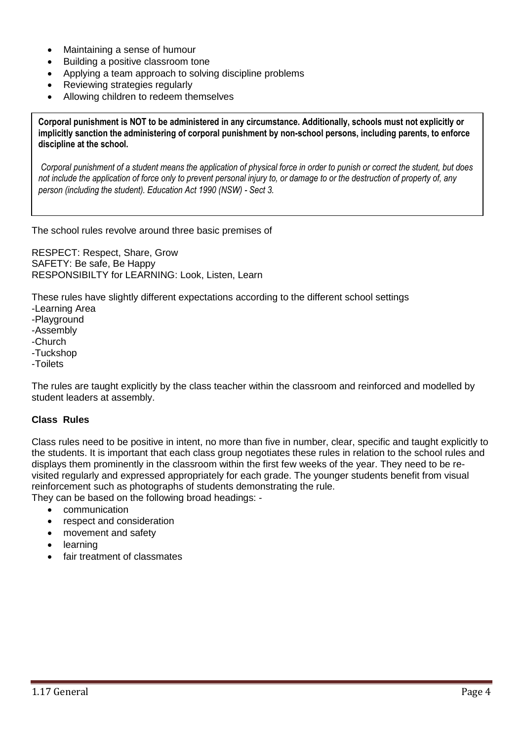- Maintaining a sense of humour
- Building a positive classroom tone
- Applying a team approach to solving discipline problems
- Reviewing strategies regularly
- Allowing children to redeem themselves

**Corporal punishment is NOT to be administered in any circumstance. Additionally, schools must not explicitly or implicitly sanction the administering of corporal punishment by non-school persons, including parents, to enforce discipline at the school.**

*Corporal punishment of a student means the application of physical force in order to punish or correct the student, but does not include the application of force only to prevent personal injury to, or damage to or the destruction of property of, any person (including the student). Education Act 1990 (NSW) - Sect 3.*

The school rules revolve around three basic premises of

RESPECT: Respect, Share, Grow
SAFETY: Be safe, Be Happy
RESPONSIBILTY for LEARNING: Look, Listen, Learn

These rules have slightly different expectations according to the different school settings
-Learning Area
-Playground
-Assembly
-Church
-Tuckshop
-Toilets

The rules are taught explicitly by the class teacher within the classroom and reinforced and modelled by student leaders at assembly.

### Class Rules

Class rules need to be positive in intent, no more than five in number, clear, specific and taught explicitly to the students. It is important that each class group negotiates these rules in relation to the school rules and displays them prominently in the classroom within the first few weeks of the year. They need to be re-visited regularly and expressed appropriately for each grade. The younger students benefit from visual reinforcement such as photographs of students demonstrating the rule.
They can be based on the following broad headings: -

- communication
- respect and consideration
- movement and safety
- learning
- fair treatment of classmates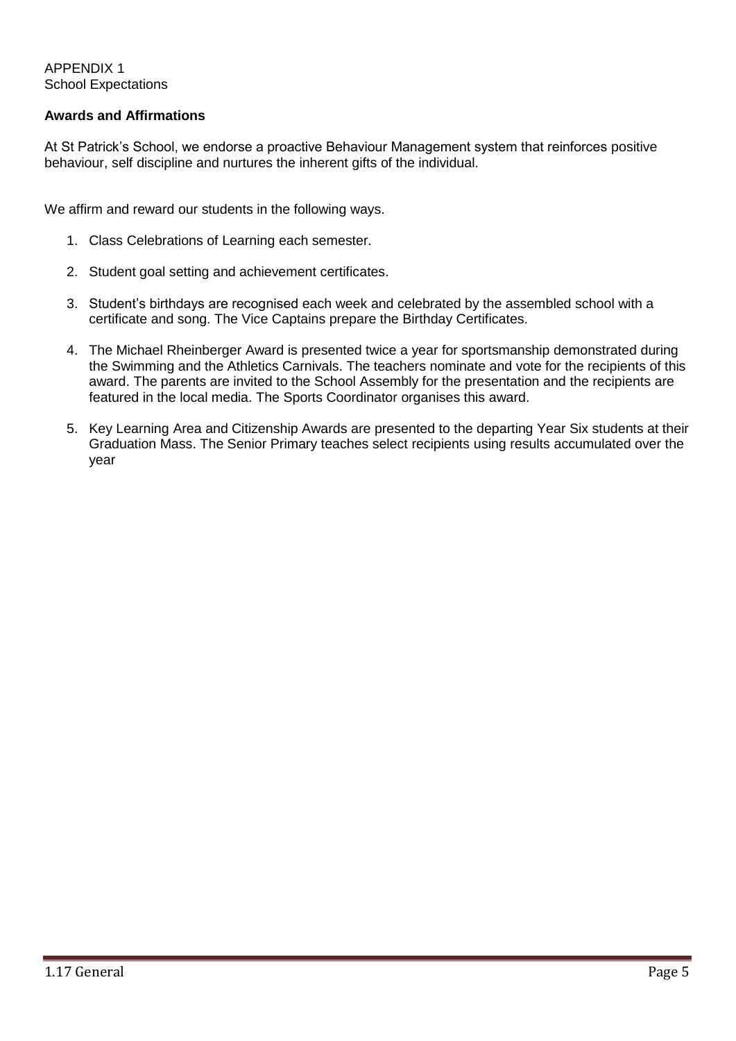APPENDIX 1
School Expectations

**Awards and Affirmations**

At St Patrick's School, we endorse a proactive Behaviour Management system that reinforces positive behaviour, self discipline and nurtures the inherent gifts of the individual.

We affirm and reward our students in the following ways.

1. Class Celebrations of Learning each semester.
2. Student goal setting and achievement certificates.
3. Student's birthdays are recognised each week and celebrated by the assembled school with a certificate and song. The Vice Captains prepare the Birthday Certificates.
4. The Michael Rheinberger Award is presented twice a year for sportsmanship demonstrated during the Swimming and the Athletics Carnivals. The teachers nominate and vote for the recipients of this award. The parents are invited to the School Assembly for the presentation and the recipients are featured in the local media. The Sports Coordinator organises this award.
5. Key Learning Area and Citizenship Awards are presented to the departing Year Six students at their Graduation Mass. The Senior Primary teaches select recipients using results accumulated over the year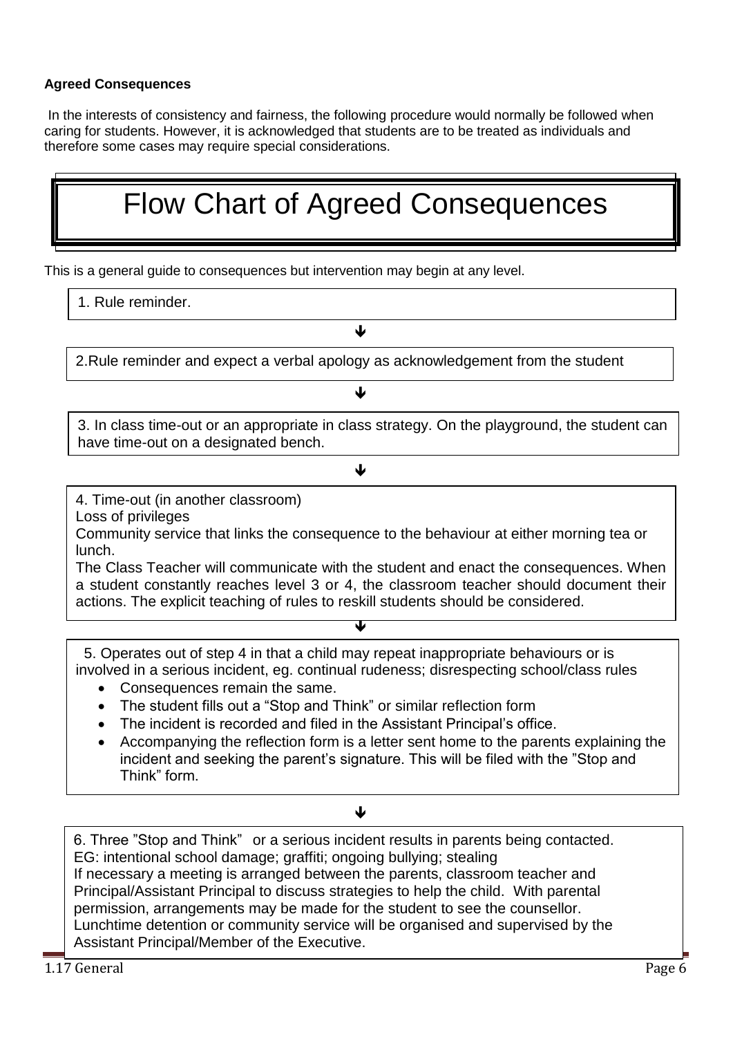**Agreed Consequences**

In the interests of consistency and fairness, the following procedure would normally be followed when caring for students. However, it is acknowledged that students are to be treated as individuals and therefore some cases may require special considerations.

# Flow Chart of Agreed Consequences

This is a general guide to consequences but intervention may begin at any level.

1. Rule reminder.

↓

2.Rule reminder and expect a verbal apology as acknowledgement from the student

↓

3. In class time-out or an appropriate in class strategy. On the playground, the student can have time-out on a designated bench.

↓

4. Time-out (in another classroom)
Loss of privileges
Community service that links the consequence to the behaviour at either morning tea or lunch.
The Class Teacher will communicate with the student and enact the consequences. When a student constantly reaches level 3 or 4, the classroom teacher should document their actions. The explicit teaching of rules to reskill students should be considered.

↓

5. Operates out of step 4 in that a child may repeat inappropriate behaviours or is involved in a serious incident, eg. continual rudeness; disrespecting school/class rules

- Consequences remain the same.
- The student fills out a "Stop and Think" or similar reflection form
- The incident is recorded and filed in the Assistant Principal's office.
- Accompanying the reflection form is a letter sent home to the parents explaining the incident and seeking the parent's signature. This will be filed with the "Stop and Think" form.

↓

6. Three "Stop and Think" or a serious incident results in parents being contacted.
EG: intentional school damage; graffiti; ongoing bullying; stealing
If necessary a meeting is arranged between the parents, classroom teacher and Principal/Assistant Principal to discuss strategies to help the child. With parental permission, arrangements may be made for the student to see the counsellor.
Lunchtime detention or community service will be organised and supervised by the Assistant Principal/Member of the Executive.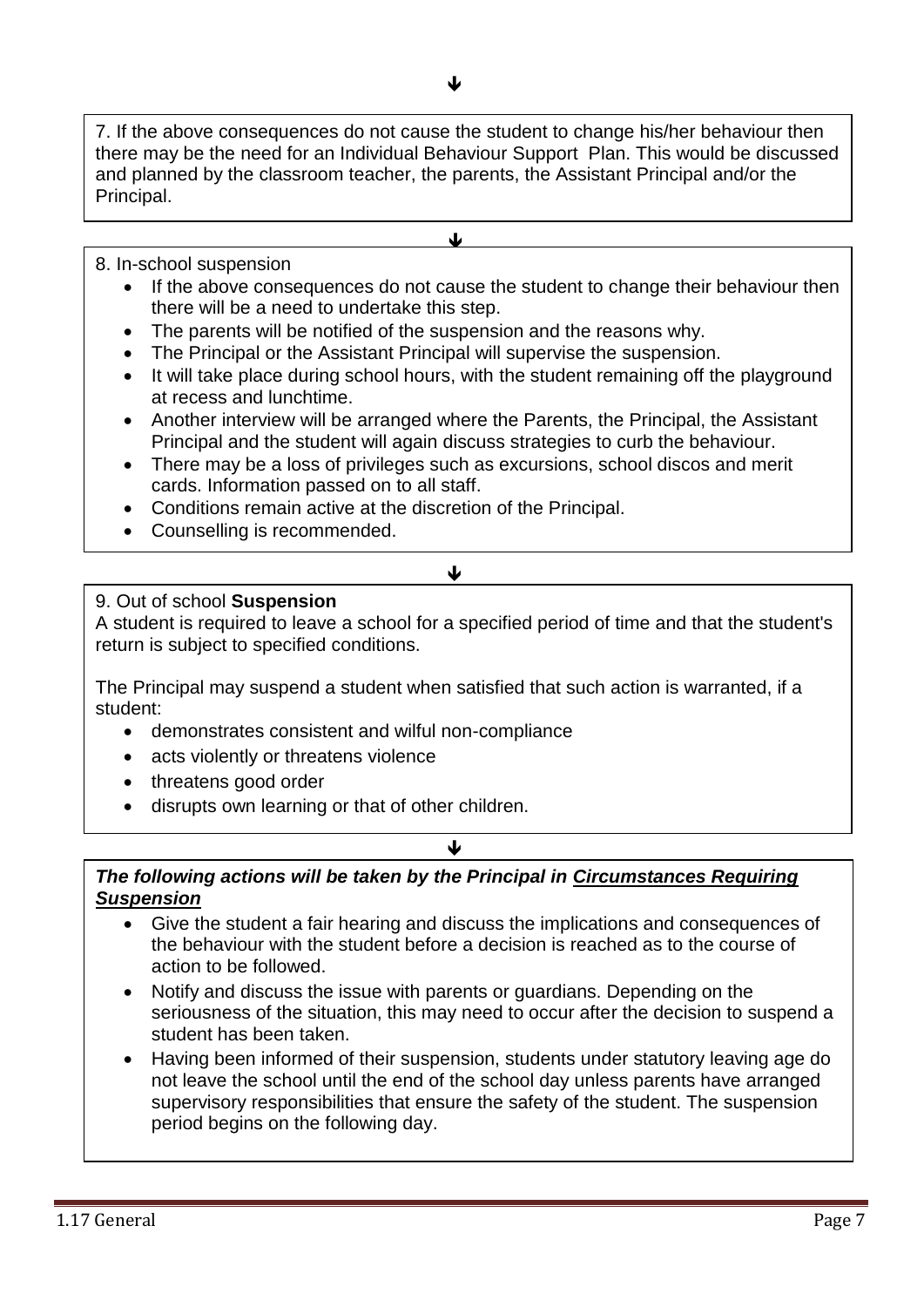↓

7. If the above consequences do not cause the student to change his/her behaviour then there may be the need for an Individual Behaviour Support Plan. This would be discussed and planned by the classroom teacher, the parents, the Assistant Principal and/or the Principal.

↓

8. In-school suspension

- If the above consequences do not cause the student to change their behaviour then there will be a need to undertake this step.
- The parents will be notified of the suspension and the reasons why.
- The Principal or the Assistant Principal will supervise the suspension.
- It will take place during school hours, with the student remaining off the playground at recess and lunchtime.
- Another interview will be arranged where the Parents, the Principal, the Assistant Principal and the student will again discuss strategies to curb the behaviour.
- There may be a loss of privileges such as excursions, school discos and merit cards. Information passed on to all staff.
- Conditions remain active at the discretion of the Principal.
- Counselling is recommended.

↓

9. Out of school **Suspension**

A student is required to leave a school for a specified period of time and that the student's return is subject to specified conditions.

The Principal may suspend a student when satisfied that such action is warranted, if a student:

- demonstrates consistent and wilful non-compliance
- acts violently or threatens violence
- threatens good order
- disrupts own learning or that of other children.

↓

***The following actions will be taken by the Principal in <u>Circumstances Requiring Suspension</u>***

- Give the student a fair hearing and discuss the implications and consequences of the behaviour with the student before a decision is reached as to the course of action to be followed.
- Notify and discuss the issue with parents or guardians. Depending on the seriousness of the situation, this may need to occur after the decision to suspend a student has been taken.
- Having been informed of their suspension, students under statutory leaving age do not leave the school until the end of the school day unless parents have arranged supervisory responsibilities that ensure the safety of the student. The suspension period begins on the following day.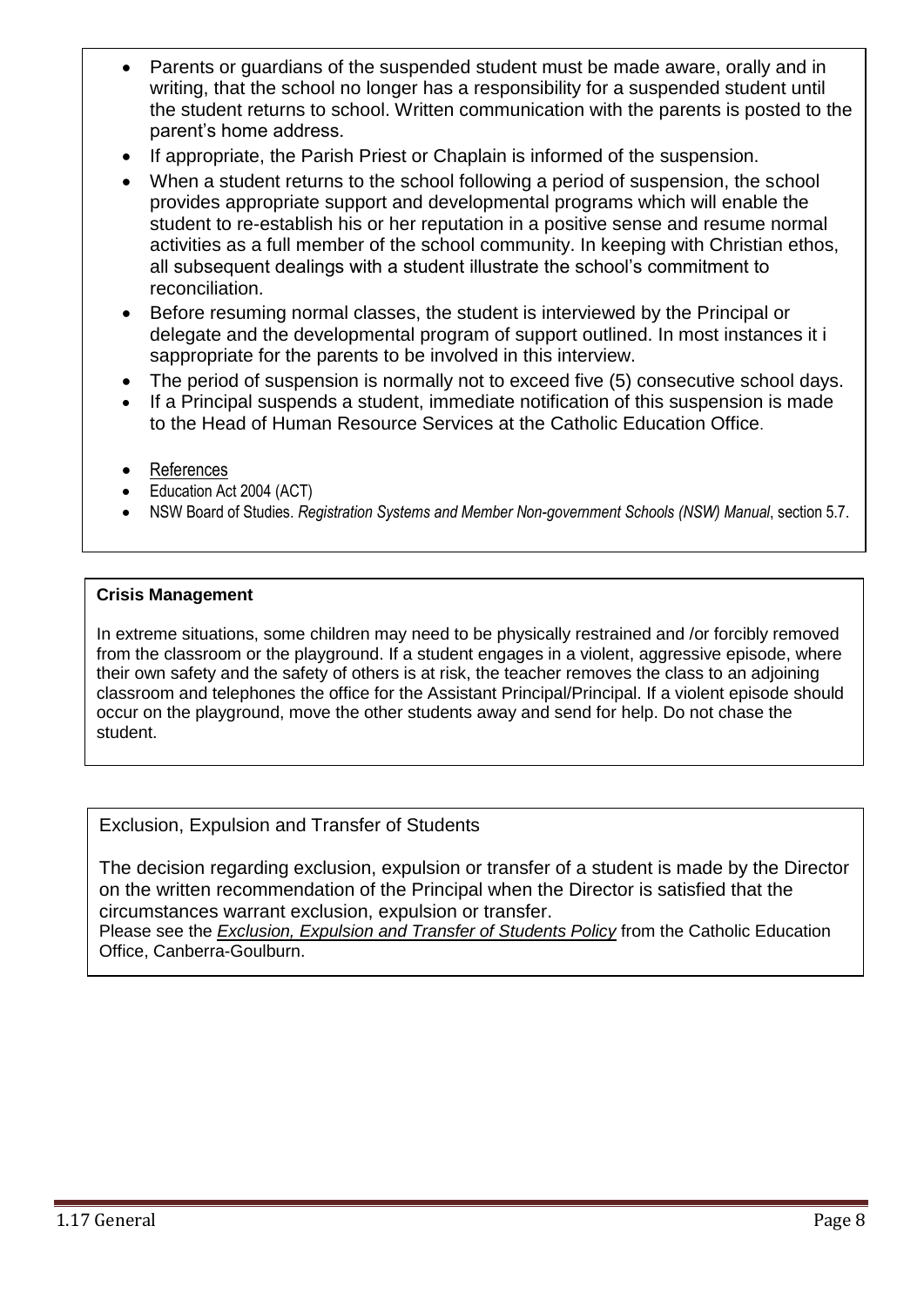- Parents or guardians of the suspended student must be made aware, orally and in writing, that the school no longer has a responsibility for a suspended student until the student returns to school. Written communication with the parents is posted to the parent's home address.
- If appropriate, the Parish Priest or Chaplain is informed of the suspension.
- When a student returns to the school following a period of suspension, the school provides appropriate support and developmental programs which will enable the student to re-establish his or her reputation in a positive sense and resume normal activities as a full member of the school community. In keeping with Christian ethos, all subsequent dealings with a student illustrate the school's commitment to reconciliation.
- Before resuming normal classes, the student is interviewed by the Principal or delegate and the developmental program of support outlined. In most instances it i sappropriate for the parents to be involved in this interview.
- The period of suspension is normally not to exceed five (5) consecutive school days.
- If a Principal suspends a student, immediate notification of this suspension is made to the Head of Human Resource Services at the Catholic Education Office.

- References
- Education Act 2004 (ACT)
- NSW Board of Studies. *Registration Systems and Member Non-government Schools (NSW) Manual*, section 5.7.

**Crisis Management**

In extreme situations, some children may need to be physically restrained and /or forcibly removed from the classroom or the playground. If a student engages in a violent, aggressive episode, where their own safety and the safety of others is at risk, the teacher removes the class to an adjoining classroom and telephones the office for the Assistant Principal/Principal. If a violent episode should occur on the playground, move the other students away and send for help. Do not chase the student.

Exclusion, Expulsion and Transfer of Students

The decision regarding exclusion, expulsion or transfer of a student is made by the Director on the written recommendation of the Principal when the Director is satisfied that the circumstances warrant exclusion, expulsion or transfer.
Please see the ***Exclusion, Expulsion and Transfer of Students Policy*** from the Catholic Education Office, Canberra-Goulburn.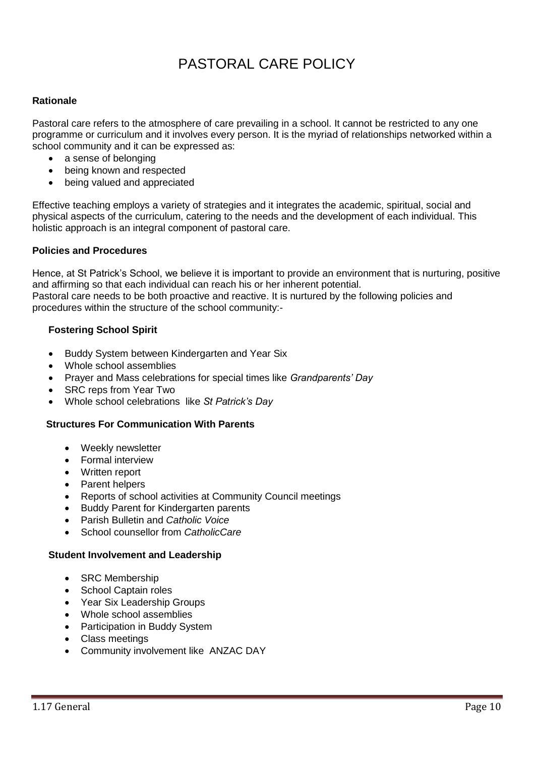# PASTORAL CARE POLICY

**Rationale**

Pastoral care refers to the atmosphere of care prevailing in a school. It cannot be restricted to any one programme or curriculum and it involves every person. It is the myriad of relationships networked within a school community and it can be expressed as:

- a sense of belonging
- being known and respected
- being valued and appreciated

Effective teaching employs a variety of strategies and it integrates the academic, spiritual, social and physical aspects of the curriculum, catering to the needs and the development of each individual. This holistic approach is an integral component of pastoral care.

**Policies and Procedures**

Hence, at St Patrick's School, we believe it is important to provide an environment that is nurturing, positive and affirming so that each individual can reach his or her inherent potential.
Pastoral care needs to be both proactive and reactive. It is nurtured by the following policies and procedures within the structure of the school community:-

**Fostering School Spirit**

- Buddy System between Kindergarten and Year Six
- Whole school assemblies
- Prayer and Mass celebrations for special times like *Grandparents' Day*
- SRC reps from Year Two
- Whole school celebrations like *St Patrick's Day*

**Structures For Communication With Parents**

- Weekly newsletter
- Formal interview
- Written report
- Parent helpers
- Reports of school activities at Community Council meetings
- Buddy Parent for Kindergarten parents
- Parish Bulletin and *Catholic Voice*
- School counsellor from *CatholicCare*

**Student Involvement and Leadership**

- SRC Membership
- School Captain roles
- Year Six Leadership Groups
- Whole school assemblies
- Participation in Buddy System
- Class meetings
- Community involvement like ANZAC DAY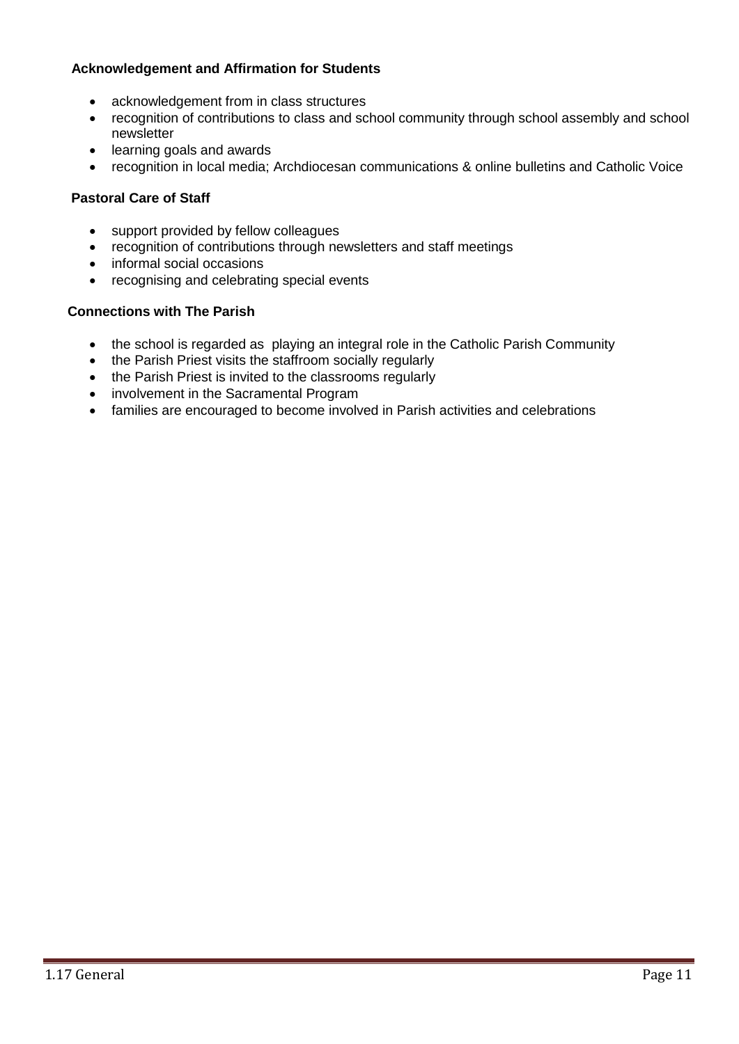**Acknowledgement and Affirmation for Students**

- acknowledgement from in class structures
- recognition of contributions to class and school community through school assembly and school newsletter
- learning goals and awards
- recognition in local media; Archdiocesan communications & online bulletins and Catholic Voice

**Pastoral Care of Staff**

- support provided by fellow colleagues
- recognition of contributions through newsletters and staff meetings
- informal social occasions
- recognising and celebrating special events

**Connections with The Parish**

- the school is regarded as playing an integral role in the Catholic Parish Community
- the Parish Priest visits the staffroom socially regularly
- the Parish Priest is invited to the classrooms regularly
- involvement in the Sacramental Program
- families are encouraged to become involved in Parish activities and celebrations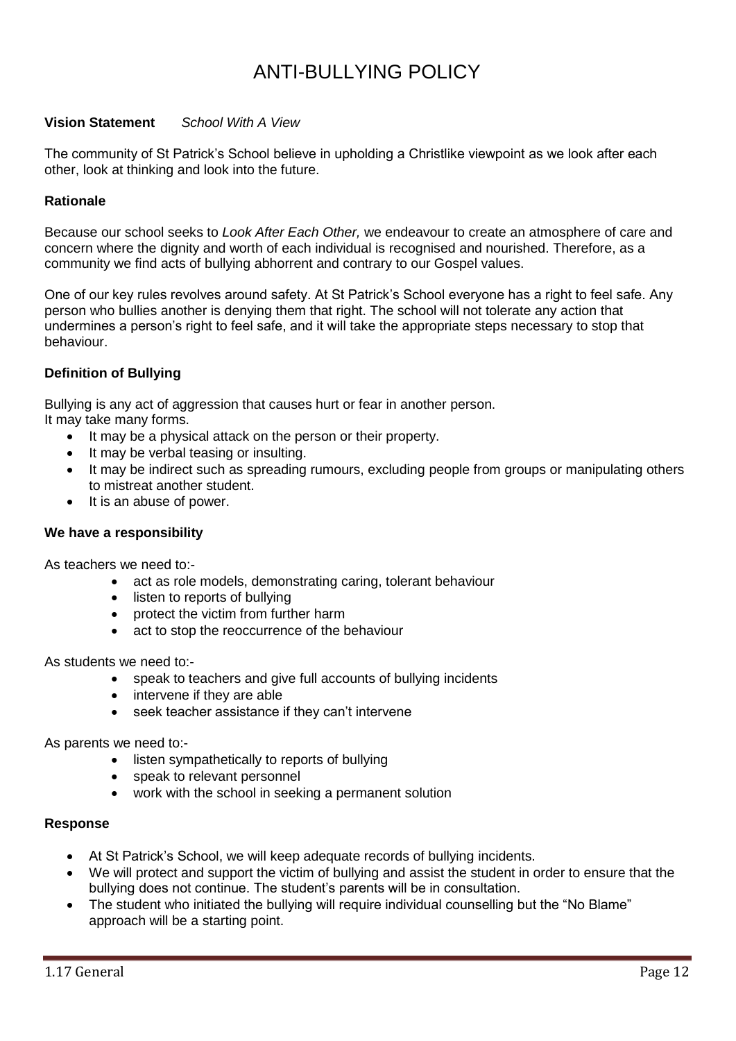# ANTI-BULLYING POLICY

**Vision Statement** *School With A View*

The community of St Patrick's School believe in upholding a Christlike viewpoint as we look after each other, look at thinking and look into the future.

**Rationale**

Because our school seeks to *Look After Each Other,* we endeavour to create an atmosphere of care and concern where the dignity and worth of each individual is recognised and nourished. Therefore, as a community we find acts of bullying abhorrent and contrary to our Gospel values.

One of our key rules revolves around safety. At St Patrick's School everyone has a right to feel safe. Any person who bullies another is denying them that right. The school will not tolerate any action that undermines a person's right to feel safe, and it will take the appropriate steps necessary to stop that behaviour.

**Definition of Bullying**

Bullying is any act of aggression that causes hurt or fear in another person.
It may take many forms.

- It may be a physical attack on the person or their property.
- It may be verbal teasing or insulting.
- It may be indirect such as spreading rumours, excluding people from groups or manipulating others to mistreat another student.
- It is an abuse of power.

**We have a responsibility**

As teachers we need to:-

- act as role models, demonstrating caring, tolerant behaviour
- listen to reports of bullying
- protect the victim from further harm
- act to stop the reoccurrence of the behaviour

As students we need to:-

- speak to teachers and give full accounts of bullying incidents
- intervene if they are able
- seek teacher assistance if they can't intervene

As parents we need to:-

- listen sympathetically to reports of bullying
- speak to relevant personnel
- work with the school in seeking a permanent solution

**Response**

- At St Patrick's School, we will keep adequate records of bullying incidents.
- We will protect and support the victim of bullying and assist the student in order to ensure that the bullying does not continue. The student's parents will be in consultation.
- The student who initiated the bullying will require individual counselling but the "No Blame" approach will be a starting point.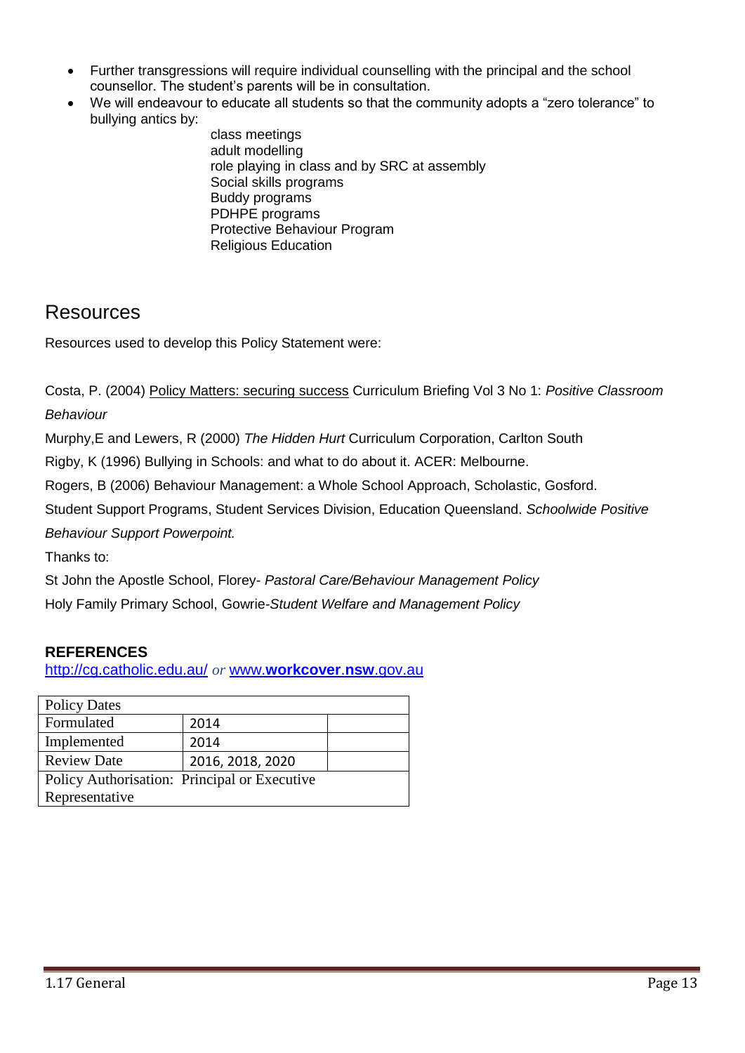- Further transgressions will require individual counselling with the principal and the school counsellor. The student's parents will be in consultation.
- We will endeavour to educate all students so that the community adopts a "zero tolerance" to bullying antics by:

  class meetings
  adult modelling
  role playing in class and by SRC at assembly
  Social skills programs
  Buddy programs
  PDHPE programs
  Protective Behaviour Program
  Religious Education

## Resources

Resources used to develop this Policy Statement were:

Costa, P. (2004) Policy Matters: securing success Curriculum Briefing Vol 3 No 1: *Positive Classroom Behaviour*

Murphy,E and Lewers, R (2000) *The Hidden Hurt* Curriculum Corporation, Carlton South

Rigby, K (1996) Bullying in Schools: and what to do about it. ACER: Melbourne.

Rogers, B (2006) Behaviour Management: a Whole School Approach, Scholastic, Gosford.

Student Support Programs, Student Services Division, Education Queensland. *Schoolwide Positive Behaviour Support Powerpoint.*

Thanks to:

St John the Apostle School, Florey- *Pastoral Care/Behaviour Management Policy*

Holy Family Primary School, Gowrie-*Student Welfare and Management Policy*

**REFERENCES**

http://cg.catholic.edu.au/ *or* www.**workcover**.**nsw**.gov.au

| Policy Dates | | |
|---|---|---|
| Formulated | 2014 | |
| Implemented | 2014 | |
| Review Date | 2016, 2018, 2020 | |
| Policy Authorisation: Principal or Executive Representative | | |